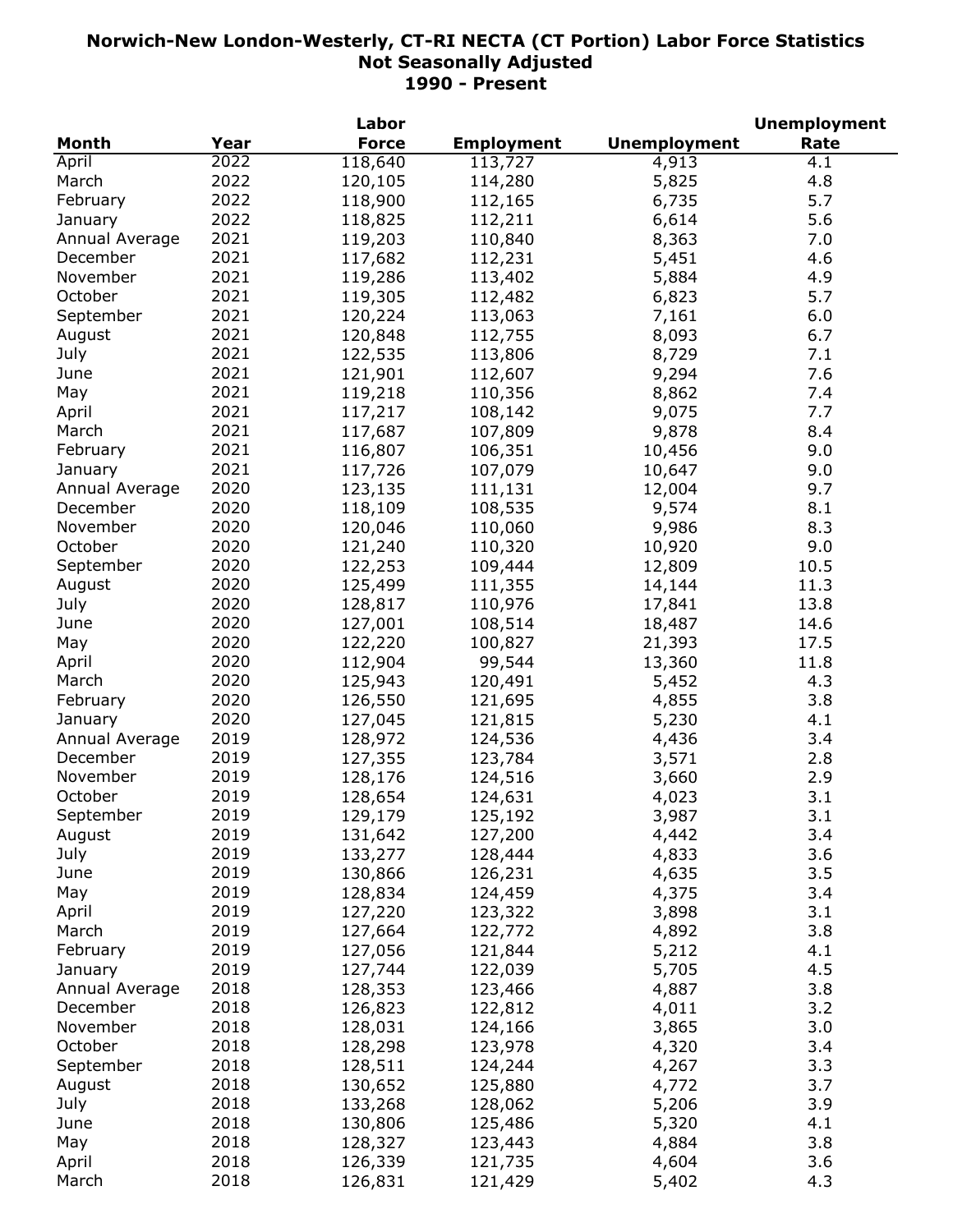# Norwich-New London-Westerly, CT-RI NECTA (CT Portion) Labor Force Statistics
## Not Seasonally Adjusted
## 1990 - Present

| Month | Year | Labor Force | Employment | Unemployment | Unemployment Rate |
|---|---|---|---|---|---|
| April | 2022 | 118,640 | 113,727 | 4,913 | 4.1 |
| March | 2022 | 120,105 | 114,280 | 5,825 | 4.8 |
| February | 2022 | 118,900 | 112,165 | 6,735 | 5.7 |
| January | 2022 | 118,825 | 112,211 | 6,614 | 5.6 |
| Annual Average | 2021 | 119,203 | 110,840 | 8,363 | 7.0 |
| December | 2021 | 117,682 | 112,231 | 5,451 | 4.6 |
| November | 2021 | 119,286 | 113,402 | 5,884 | 4.9 |
| October | 2021 | 119,305 | 112,482 | 6,823 | 5.7 |
| September | 2021 | 120,224 | 113,063 | 7,161 | 6.0 |
| August | 2021 | 120,848 | 112,755 | 8,093 | 6.7 |
| July | 2021 | 122,535 | 113,806 | 8,729 | 7.1 |
| June | 2021 | 121,901 | 112,607 | 9,294 | 7.6 |
| May | 2021 | 119,218 | 110,356 | 8,862 | 7.4 |
| April | 2021 | 117,217 | 108,142 | 9,075 | 7.7 |
| March | 2021 | 117,687 | 107,809 | 9,878 | 8.4 |
| February | 2021 | 116,807 | 106,351 | 10,456 | 9.0 |
| January | 2021 | 117,726 | 107,079 | 10,647 | 9.0 |
| Annual Average | 2020 | 123,135 | 111,131 | 12,004 | 9.7 |
| December | 2020 | 118,109 | 108,535 | 9,574 | 8.1 |
| November | 2020 | 120,046 | 110,060 | 9,986 | 8.3 |
| October | 2020 | 121,240 | 110,320 | 10,920 | 9.0 |
| September | 2020 | 122,253 | 109,444 | 12,809 | 10.5 |
| August | 2020 | 125,499 | 111,355 | 14,144 | 11.3 |
| July | 2020 | 128,817 | 110,976 | 17,841 | 13.8 |
| June | 2020 | 127,001 | 108,514 | 18,487 | 14.6 |
| May | 2020 | 122,220 | 100,827 | 21,393 | 17.5 |
| April | 2020 | 112,904 | 99,544 | 13,360 | 11.8 |
| March | 2020 | 125,943 | 120,491 | 5,452 | 4.3 |
| February | 2020 | 126,550 | 121,695 | 4,855 | 3.8 |
| January | 2020 | 127,045 | 121,815 | 5,230 | 4.1 |
| Annual Average | 2019 | 128,972 | 124,536 | 4,436 | 3.4 |
| December | 2019 | 127,355 | 123,784 | 3,571 | 2.8 |
| November | 2019 | 128,176 | 124,516 | 3,660 | 2.9 |
| October | 2019 | 128,654 | 124,631 | 4,023 | 3.1 |
| September | 2019 | 129,179 | 125,192 | 3,987 | 3.1 |
| August | 2019 | 131,642 | 127,200 | 4,442 | 3.4 |
| July | 2019 | 133,277 | 128,444 | 4,833 | 3.6 |
| June | 2019 | 130,866 | 126,231 | 4,635 | 3.5 |
| May | 2019 | 128,834 | 124,459 | 4,375 | 3.4 |
| April | 2019 | 127,220 | 123,322 | 3,898 | 3.1 |
| March | 2019 | 127,664 | 122,772 | 4,892 | 3.8 |
| February | 2019 | 127,056 | 121,844 | 5,212 | 4.1 |
| January | 2019 | 127,744 | 122,039 | 5,705 | 4.5 |
| Annual Average | 2018 | 128,353 | 123,466 | 4,887 | 3.8 |
| December | 2018 | 126,823 | 122,812 | 4,011 | 3.2 |
| November | 2018 | 128,031 | 124,166 | 3,865 | 3.0 |
| October | 2018 | 128,298 | 123,978 | 4,320 | 3.4 |
| September | 2018 | 128,511 | 124,244 | 4,267 | 3.3 |
| August | 2018 | 130,652 | 125,880 | 4,772 | 3.7 |
| July | 2018 | 133,268 | 128,062 | 5,206 | 3.9 |
| June | 2018 | 130,806 | 125,486 | 5,320 | 4.1 |
| May | 2018 | 128,327 | 123,443 | 4,884 | 3.8 |
| April | 2018 | 126,339 | 121,735 | 4,604 | 3.6 |
| March | 2018 | 126,831 | 121,429 | 5,402 | 4.3 |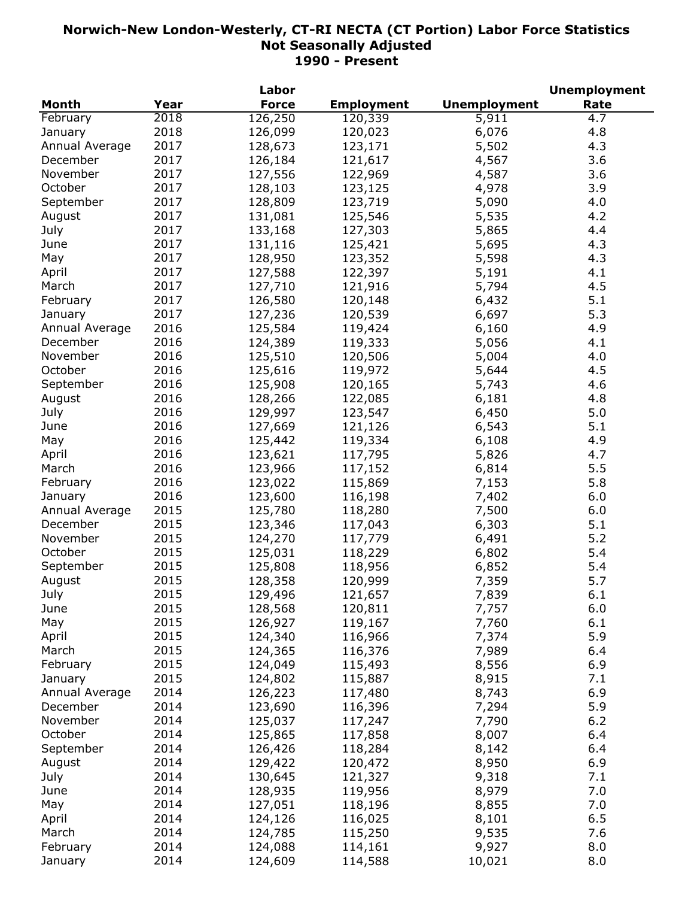# Norwich-New London-Westerly, CT-RI NECTA (CT Portion) Labor Force Statistics
## Not Seasonally Adjusted
## 1990 - Present

| Month | Year | Labor Force | Employment | Unemployment | Unemployment Rate |
|---|---|---|---|---|---|
| February | 2018 | 126,250 | 120,339 | 5,911 | 4.7 |
| January | 2018 | 126,099 | 120,023 | 6,076 | 4.8 |
| Annual Average | 2017 | 128,673 | 123,171 | 5,502 | 4.3 |
| December | 2017 | 126,184 | 121,617 | 4,567 | 3.6 |
| November | 2017 | 127,556 | 122,969 | 4,587 | 3.6 |
| October | 2017 | 128,103 | 123,125 | 4,978 | 3.9 |
| September | 2017 | 128,809 | 123,719 | 5,090 | 4.0 |
| August | 2017 | 131,081 | 125,546 | 5,535 | 4.2 |
| July | 2017 | 133,168 | 127,303 | 5,865 | 4.4 |
| June | 2017 | 131,116 | 125,421 | 5,695 | 4.3 |
| May | 2017 | 128,950 | 123,352 | 5,598 | 4.3 |
| April | 2017 | 127,588 | 122,397 | 5,191 | 4.1 |
| March | 2017 | 127,710 | 121,916 | 5,794 | 4.5 |
| February | 2017 | 126,580 | 120,148 | 6,432 | 5.1 |
| January | 2017 | 127,236 | 120,539 | 6,697 | 5.3 |
| Annual Average | 2016 | 125,584 | 119,424 | 6,160 | 4.9 |
| December | 2016 | 124,389 | 119,333 | 5,056 | 4.1 |
| November | 2016 | 125,510 | 120,506 | 5,004 | 4.0 |
| October | 2016 | 125,616 | 119,972 | 5,644 | 4.5 |
| September | 2016 | 125,908 | 120,165 | 5,743 | 4.6 |
| August | 2016 | 128,266 | 122,085 | 6,181 | 4.8 |
| July | 2016 | 129,997 | 123,547 | 6,450 | 5.0 |
| June | 2016 | 127,669 | 121,126 | 6,543 | 5.1 |
| May | 2016 | 125,442 | 119,334 | 6,108 | 4.9 |
| April | 2016 | 123,621 | 117,795 | 5,826 | 4.7 |
| March | 2016 | 123,966 | 117,152 | 6,814 | 5.5 |
| February | 2016 | 123,022 | 115,869 | 7,153 | 5.8 |
| January | 2016 | 123,600 | 116,198 | 7,402 | 6.0 |
| Annual Average | 2015 | 125,780 | 118,280 | 7,500 | 6.0 |
| December | 2015 | 123,346 | 117,043 | 6,303 | 5.1 |
| November | 2015 | 124,270 | 117,779 | 6,491 | 5.2 |
| October | 2015 | 125,031 | 118,229 | 6,802 | 5.4 |
| September | 2015 | 125,808 | 118,956 | 6,852 | 5.4 |
| August | 2015 | 128,358 | 120,999 | 7,359 | 5.7 |
| July | 2015 | 129,496 | 121,657 | 7,839 | 6.1 |
| June | 2015 | 128,568 | 120,811 | 7,757 | 6.0 |
| May | 2015 | 126,927 | 119,167 | 7,760 | 6.1 |
| April | 2015 | 124,340 | 116,966 | 7,374 | 5.9 |
| March | 2015 | 124,365 | 116,376 | 7,989 | 6.4 |
| February | 2015 | 124,049 | 115,493 | 8,556 | 6.9 |
| January | 2015 | 124,802 | 115,887 | 8,915 | 7.1 |
| Annual Average | 2014 | 126,223 | 117,480 | 8,743 | 6.9 |
| December | 2014 | 123,690 | 116,396 | 7,294 | 5.9 |
| November | 2014 | 125,037 | 117,247 | 7,790 | 6.2 |
| October | 2014 | 125,865 | 117,858 | 8,007 | 6.4 |
| September | 2014 | 126,426 | 118,284 | 8,142 | 6.4 |
| August | 2014 | 129,422 | 120,472 | 8,950 | 6.9 |
| July | 2014 | 130,645 | 121,327 | 9,318 | 7.1 |
| June | 2014 | 128,935 | 119,956 | 8,979 | 7.0 |
| May | 2014 | 127,051 | 118,196 | 8,855 | 7.0 |
| April | 2014 | 124,126 | 116,025 | 8,101 | 6.5 |
| March | 2014 | 124,785 | 115,250 | 9,535 | 7.6 |
| February | 2014 | 124,088 | 114,161 | 9,927 | 8.0 |
| January | 2014 | 124,609 | 114,588 | 10,021 | 8.0 |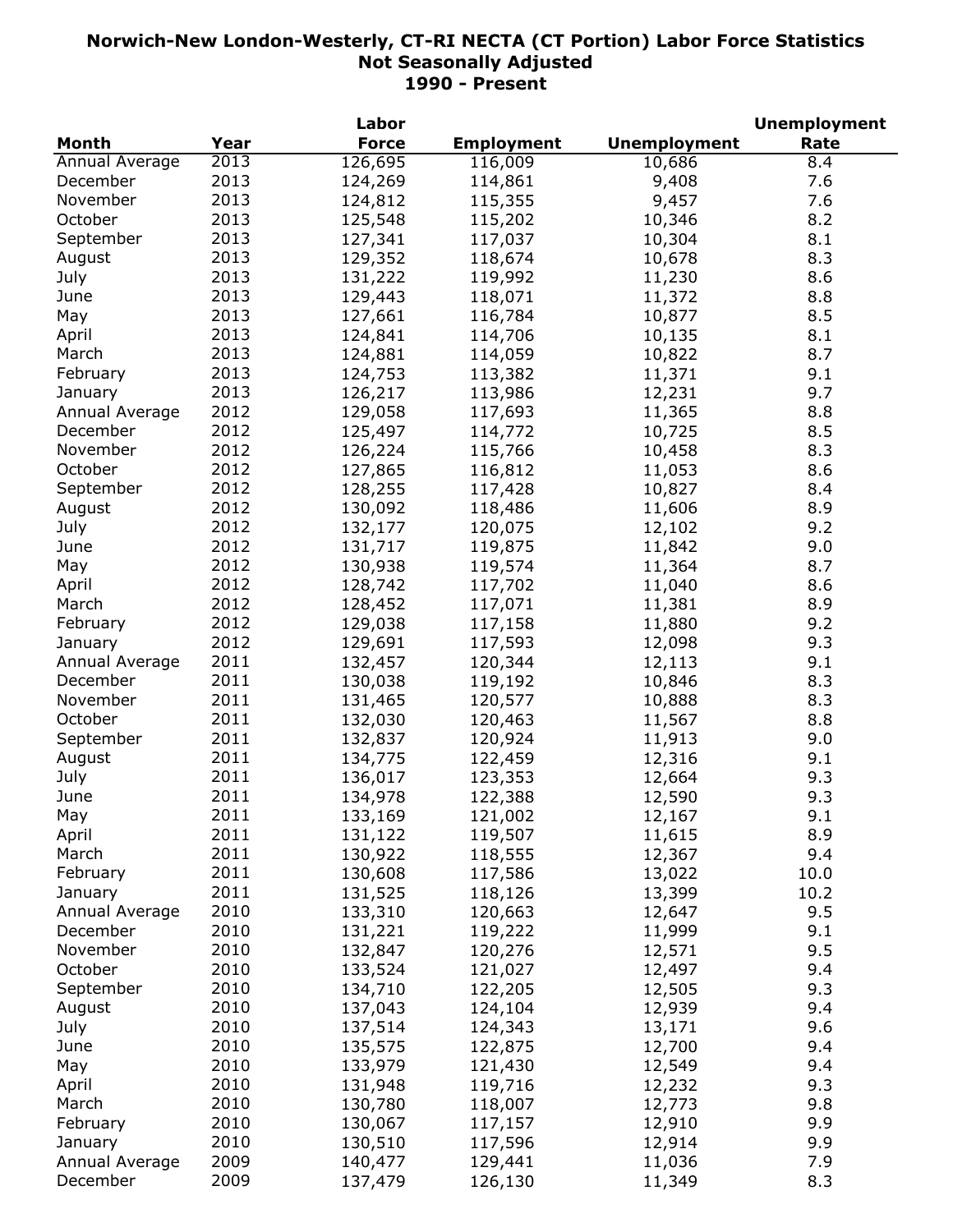# Norwich-New London-Westerly, CT-RI NECTA (CT Portion) Labor Force Statistics
## Not Seasonally Adjusted
## 1990 - Present

| Month | Year | Labor Force | Employment | Unemployment | Unemployment Rate |
|---|---|---|---|---|---|
| Annual Average | 2013 | 126,695 | 116,009 | 10,686 | 8.4 |
| December | 2013 | 124,269 | 114,861 | 9,408 | 7.6 |
| November | 2013 | 124,812 | 115,355 | 9,457 | 7.6 |
| October | 2013 | 125,548 | 115,202 | 10,346 | 8.2 |
| September | 2013 | 127,341 | 117,037 | 10,304 | 8.1 |
| August | 2013 | 129,352 | 118,674 | 10,678 | 8.3 |
| July | 2013 | 131,222 | 119,992 | 11,230 | 8.6 |
| June | 2013 | 129,443 | 118,071 | 11,372 | 8.8 |
| May | 2013 | 127,661 | 116,784 | 10,877 | 8.5 |
| April | 2013 | 124,841 | 114,706 | 10,135 | 8.1 |
| March | 2013 | 124,881 | 114,059 | 10,822 | 8.7 |
| February | 2013 | 124,753 | 113,382 | 11,371 | 9.1 |
| January | 2013 | 126,217 | 113,986 | 12,231 | 9.7 |
| Annual Average | 2012 | 129,058 | 117,693 | 11,365 | 8.8 |
| December | 2012 | 125,497 | 114,772 | 10,725 | 8.5 |
| November | 2012 | 126,224 | 115,766 | 10,458 | 8.3 |
| October | 2012 | 127,865 | 116,812 | 11,053 | 8.6 |
| September | 2012 | 128,255 | 117,428 | 10,827 | 8.4 |
| August | 2012 | 130,092 | 118,486 | 11,606 | 8.9 |
| July | 2012 | 132,177 | 120,075 | 12,102 | 9.2 |
| June | 2012 | 131,717 | 119,875 | 11,842 | 9.0 |
| May | 2012 | 130,938 | 119,574 | 11,364 | 8.7 |
| April | 2012 | 128,742 | 117,702 | 11,040 | 8.6 |
| March | 2012 | 128,452 | 117,071 | 11,381 | 8.9 |
| February | 2012 | 129,038 | 117,158 | 11,880 | 9.2 |
| January | 2012 | 129,691 | 117,593 | 12,098 | 9.3 |
| Annual Average | 2011 | 132,457 | 120,344 | 12,113 | 9.1 |
| December | 2011 | 130,038 | 119,192 | 10,846 | 8.3 |
| November | 2011 | 131,465 | 120,577 | 10,888 | 8.3 |
| October | 2011 | 132,030 | 120,463 | 11,567 | 8.8 |
| September | 2011 | 132,837 | 120,924 | 11,913 | 9.0 |
| August | 2011 | 134,775 | 122,459 | 12,316 | 9.1 |
| July | 2011 | 136,017 | 123,353 | 12,664 | 9.3 |
| June | 2011 | 134,978 | 122,388 | 12,590 | 9.3 |
| May | 2011 | 133,169 | 121,002 | 12,167 | 9.1 |
| April | 2011 | 131,122 | 119,507 | 11,615 | 8.9 |
| March | 2011 | 130,922 | 118,555 | 12,367 | 9.4 |
| February | 2011 | 130,608 | 117,586 | 13,022 | 10.0 |
| January | 2011 | 131,525 | 118,126 | 13,399 | 10.2 |
| Annual Average | 2010 | 133,310 | 120,663 | 12,647 | 9.5 |
| December | 2010 | 131,221 | 119,222 | 11,999 | 9.1 |
| November | 2010 | 132,847 | 120,276 | 12,571 | 9.5 |
| October | 2010 | 133,524 | 121,027 | 12,497 | 9.4 |
| September | 2010 | 134,710 | 122,205 | 12,505 | 9.3 |
| August | 2010 | 137,043 | 124,104 | 12,939 | 9.4 |
| July | 2010 | 137,514 | 124,343 | 13,171 | 9.6 |
| June | 2010 | 135,575 | 122,875 | 12,700 | 9.4 |
| May | 2010 | 133,979 | 121,430 | 12,549 | 9.4 |
| April | 2010 | 131,948 | 119,716 | 12,232 | 9.3 |
| March | 2010 | 130,780 | 118,007 | 12,773 | 9.8 |
| February | 2010 | 130,067 | 117,157 | 12,910 | 9.9 |
| January | 2010 | 130,510 | 117,596 | 12,914 | 9.9 |
| Annual Average | 2009 | 140,477 | 129,441 | 11,036 | 7.9 |
| December | 2009 | 137,479 | 126,130 | 11,349 | 8.3 |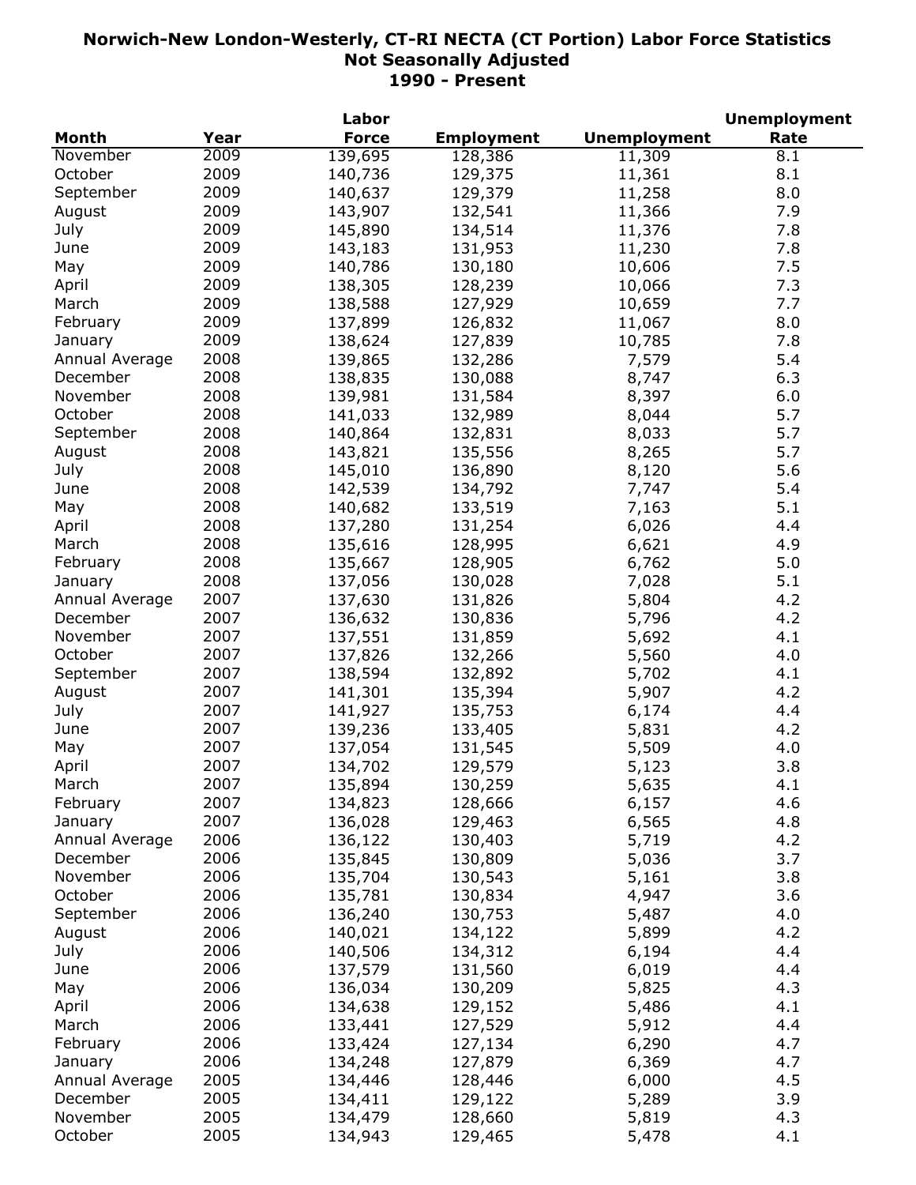# Norwich-New London-Westerly, CT-RI NECTA (CT Portion) Labor Force Statistics
## Not Seasonally Adjusted
## 1990 - Present

| Month | Year | Labor Force | Employment | Unemployment | Unemployment Rate |
|---|---|---|---|---|---|
| November | 2009 | 139,695 | 128,386 | 11,309 | 8.1 |
| October | 2009 | 140,736 | 129,375 | 11,361 | 8.1 |
| September | 2009 | 140,637 | 129,379 | 11,258 | 8.0 |
| August | 2009 | 143,907 | 132,541 | 11,366 | 7.9 |
| July | 2009 | 145,890 | 134,514 | 11,376 | 7.8 |
| June | 2009 | 143,183 | 131,953 | 11,230 | 7.8 |
| May | 2009 | 140,786 | 130,180 | 10,606 | 7.5 |
| April | 2009 | 138,305 | 128,239 | 10,066 | 7.3 |
| March | 2009 | 138,588 | 127,929 | 10,659 | 7.7 |
| February | 2009 | 137,899 | 126,832 | 11,067 | 8.0 |
| January | 2009 | 138,624 | 127,839 | 10,785 | 7.8 |
| Annual Average | 2008 | 139,865 | 132,286 | 7,579 | 5.4 |
| December | 2008 | 138,835 | 130,088 | 8,747 | 6.3 |
| November | 2008 | 139,981 | 131,584 | 8,397 | 6.0 |
| October | 2008 | 141,033 | 132,989 | 8,044 | 5.7 |
| September | 2008 | 140,864 | 132,831 | 8,033 | 5.7 |
| August | 2008 | 143,821 | 135,556 | 8,265 | 5.7 |
| July | 2008 | 145,010 | 136,890 | 8,120 | 5.6 |
| June | 2008 | 142,539 | 134,792 | 7,747 | 5.4 |
| May | 2008 | 140,682 | 133,519 | 7,163 | 5.1 |
| April | 2008 | 137,280 | 131,254 | 6,026 | 4.4 |
| March | 2008 | 135,616 | 128,995 | 6,621 | 4.9 |
| February | 2008 | 135,667 | 128,905 | 6,762 | 5.0 |
| January | 2008 | 137,056 | 130,028 | 7,028 | 5.1 |
| Annual Average | 2007 | 137,630 | 131,826 | 5,804 | 4.2 |
| December | 2007 | 136,632 | 130,836 | 5,796 | 4.2 |
| November | 2007 | 137,551 | 131,859 | 5,692 | 4.1 |
| October | 2007 | 137,826 | 132,266 | 5,560 | 4.0 |
| September | 2007 | 138,594 | 132,892 | 5,702 | 4.1 |
| August | 2007 | 141,301 | 135,394 | 5,907 | 4.2 |
| July | 2007 | 141,927 | 135,753 | 6,174 | 4.4 |
| June | 2007 | 139,236 | 133,405 | 5,831 | 4.2 |
| May | 2007 | 137,054 | 131,545 | 5,509 | 4.0 |
| April | 2007 | 134,702 | 129,579 | 5,123 | 3.8 |
| March | 2007 | 135,894 | 130,259 | 5,635 | 4.1 |
| February | 2007 | 134,823 | 128,666 | 6,157 | 4.6 |
| January | 2007 | 136,028 | 129,463 | 6,565 | 4.8 |
| Annual Average | 2006 | 136,122 | 130,403 | 5,719 | 4.2 |
| December | 2006 | 135,845 | 130,809 | 5,036 | 3.7 |
| November | 2006 | 135,704 | 130,543 | 5,161 | 3.8 |
| October | 2006 | 135,781 | 130,834 | 4,947 | 3.6 |
| September | 2006 | 136,240 | 130,753 | 5,487 | 4.0 |
| August | 2006 | 140,021 | 134,122 | 5,899 | 4.2 |
| July | 2006 | 140,506 | 134,312 | 6,194 | 4.4 |
| June | 2006 | 137,579 | 131,560 | 6,019 | 4.4 |
| May | 2006 | 136,034 | 130,209 | 5,825 | 4.3 |
| April | 2006 | 134,638 | 129,152 | 5,486 | 4.1 |
| March | 2006 | 133,441 | 127,529 | 5,912 | 4.4 |
| February | 2006 | 133,424 | 127,134 | 6,290 | 4.7 |
| January | 2006 | 134,248 | 127,879 | 6,369 | 4.7 |
| Annual Average | 2005 | 134,446 | 128,446 | 6,000 | 4.5 |
| December | 2005 | 134,411 | 129,122 | 5,289 | 3.9 |
| November | 2005 | 134,479 | 128,660 | 5,819 | 4.3 |
| October | 2005 | 134,943 | 129,465 | 5,478 | 4.1 |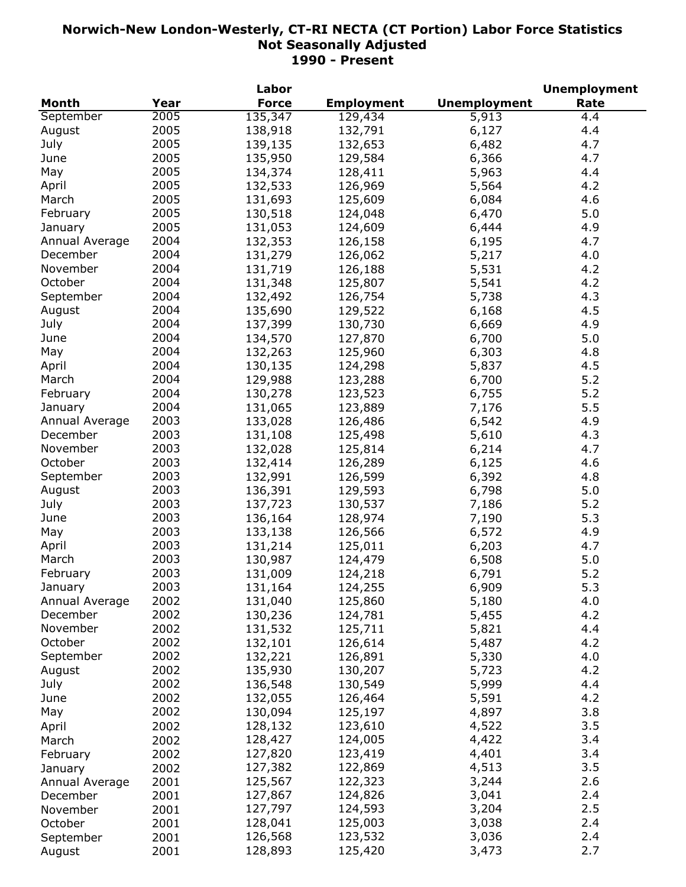# Norwich-New London-Westerly, CT-RI NECTA (CT Portion) Labor Force Statistics
## Not Seasonally Adjusted
## 1990 - Present

| Month | Year | Labor Force | Employment | Unemployment | Unemployment Rate |
|---|---|---|---|---|---|
| September | 2005 | 135,347 | 129,434 | 5,913 | 4.4 |
| August | 2005 | 138,918 | 132,791 | 6,127 | 4.4 |
| July | 2005 | 139,135 | 132,653 | 6,482 | 4.7 |
| June | 2005 | 135,950 | 129,584 | 6,366 | 4.7 |
| May | 2005 | 134,374 | 128,411 | 5,963 | 4.4 |
| April | 2005 | 132,533 | 126,969 | 5,564 | 4.2 |
| March | 2005 | 131,693 | 125,609 | 6,084 | 4.6 |
| February | 2005 | 130,518 | 124,048 | 6,470 | 5.0 |
| January | 2005 | 131,053 | 124,609 | 6,444 | 4.9 |
| Annual Average | 2004 | 132,353 | 126,158 | 6,195 | 4.7 |
| December | 2004 | 131,279 | 126,062 | 5,217 | 4.0 |
| November | 2004 | 131,719 | 126,188 | 5,531 | 4.2 |
| October | 2004 | 131,348 | 125,807 | 5,541 | 4.2 |
| September | 2004 | 132,492 | 126,754 | 5,738 | 4.3 |
| August | 2004 | 135,690 | 129,522 | 6,168 | 4.5 |
| July | 2004 | 137,399 | 130,730 | 6,669 | 4.9 |
| June | 2004 | 134,570 | 127,870 | 6,700 | 5.0 |
| May | 2004 | 132,263 | 125,960 | 6,303 | 4.8 |
| April | 2004 | 130,135 | 124,298 | 5,837 | 4.5 |
| March | 2004 | 129,988 | 123,288 | 6,700 | 5.2 |
| February | 2004 | 130,278 | 123,523 | 6,755 | 5.2 |
| January | 2004 | 131,065 | 123,889 | 7,176 | 5.5 |
| Annual Average | 2003 | 133,028 | 126,486 | 6,542 | 4.9 |
| December | 2003 | 131,108 | 125,498 | 5,610 | 4.3 |
| November | 2003 | 132,028 | 125,814 | 6,214 | 4.7 |
| October | 2003 | 132,414 | 126,289 | 6,125 | 4.6 |
| September | 2003 | 132,991 | 126,599 | 6,392 | 4.8 |
| August | 2003 | 136,391 | 129,593 | 6,798 | 5.0 |
| July | 2003 | 137,723 | 130,537 | 7,186 | 5.2 |
| June | 2003 | 136,164 | 128,974 | 7,190 | 5.3 |
| May | 2003 | 133,138 | 126,566 | 6,572 | 4.9 |
| April | 2003 | 131,214 | 125,011 | 6,203 | 4.7 |
| March | 2003 | 130,987 | 124,479 | 6,508 | 5.0 |
| February | 2003 | 131,009 | 124,218 | 6,791 | 5.2 |
| January | 2003 | 131,164 | 124,255 | 6,909 | 5.3 |
| Annual Average | 2002 | 131,040 | 125,860 | 5,180 | 4.0 |
| December | 2002 | 130,236 | 124,781 | 5,455 | 4.2 |
| November | 2002 | 131,532 | 125,711 | 5,821 | 4.4 |
| October | 2002 | 132,101 | 126,614 | 5,487 | 4.2 |
| September | 2002 | 132,221 | 126,891 | 5,330 | 4.0 |
| August | 2002 | 135,930 | 130,207 | 5,723 | 4.2 |
| July | 2002 | 136,548 | 130,549 | 5,999 | 4.4 |
| June | 2002 | 132,055 | 126,464 | 5,591 | 4.2 |
| May | 2002 | 130,094 | 125,197 | 4,897 | 3.8 |
| April | 2002 | 128,132 | 123,610 | 4,522 | 3.5 |
| March | 2002 | 128,427 | 124,005 | 4,422 | 3.4 |
| February | 2002 | 127,820 | 123,419 | 4,401 | 3.4 |
| January | 2002 | 127,382 | 122,869 | 4,513 | 3.5 |
| Annual Average | 2001 | 125,567 | 122,323 | 3,244 | 2.6 |
| December | 2001 | 127,867 | 124,826 | 3,041 | 2.4 |
| November | 2001 | 127,797 | 124,593 | 3,204 | 2.5 |
| October | 2001 | 128,041 | 125,003 | 3,038 | 2.4 |
| September | 2001 | 126,568 | 123,532 | 3,036 | 2.4 |
| August | 2001 | 128,893 | 125,420 | 3,473 | 2.7 |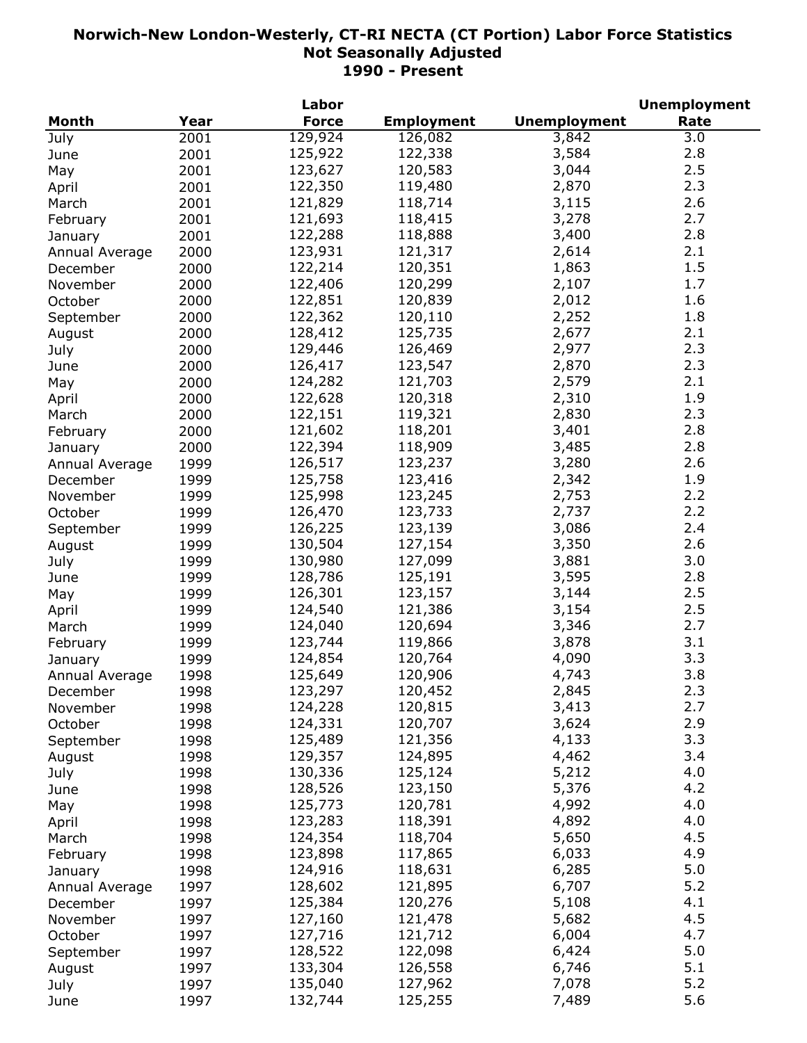# Norwich-New London-Westerly, CT-RI NECTA (CT Portion) Labor Force Statistics
## Not Seasonally Adjusted
## 1990 - Present

| Month | Year | Labor Force | Employment | Unemployment | Unemployment Rate |
|---|---|---|---|---|---|
| July | 2001 | 129,924 | 126,082 | 3,842 | 3.0 |
| June | 2001 | 125,922 | 122,338 | 3,584 | 2.8 |
| May | 2001 | 123,627 | 120,583 | 3,044 | 2.5 |
| April | 2001 | 122,350 | 119,480 | 2,870 | 2.3 |
| March | 2001 | 121,829 | 118,714 | 3,115 | 2.6 |
| February | 2001 | 121,693 | 118,415 | 3,278 | 2.7 |
| January | 2001 | 122,288 | 118,888 | 3,400 | 2.8 |
| Annual Average | 2000 | 123,931 | 121,317 | 2,614 | 2.1 |
| December | 2000 | 122,214 | 120,351 | 1,863 | 1.5 |
| November | 2000 | 122,406 | 120,299 | 2,107 | 1.7 |
| October | 2000 | 122,851 | 120,839 | 2,012 | 1.6 |
| September | 2000 | 122,362 | 120,110 | 2,252 | 1.8 |
| August | 2000 | 128,412 | 125,735 | 2,677 | 2.1 |
| July | 2000 | 129,446 | 126,469 | 2,977 | 2.3 |
| June | 2000 | 126,417 | 123,547 | 2,870 | 2.3 |
| May | 2000 | 124,282 | 121,703 | 2,579 | 2.1 |
| April | 2000 | 122,628 | 120,318 | 2,310 | 1.9 |
| March | 2000 | 122,151 | 119,321 | 2,830 | 2.3 |
| February | 2000 | 121,602 | 118,201 | 3,401 | 2.8 |
| January | 2000 | 122,394 | 118,909 | 3,485 | 2.8 |
| Annual Average | 1999 | 126,517 | 123,237 | 3,280 | 2.6 |
| December | 1999 | 125,758 | 123,416 | 2,342 | 1.9 |
| November | 1999 | 125,998 | 123,245 | 2,753 | 2.2 |
| October | 1999 | 126,470 | 123,733 | 2,737 | 2.2 |
| September | 1999 | 126,225 | 123,139 | 3,086 | 2.4 |
| August | 1999 | 130,504 | 127,154 | 3,350 | 2.6 |
| July | 1999 | 130,980 | 127,099 | 3,881 | 3.0 |
| June | 1999 | 128,786 | 125,191 | 3,595 | 2.8 |
| May | 1999 | 126,301 | 123,157 | 3,144 | 2.5 |
| April | 1999 | 124,540 | 121,386 | 3,154 | 2.5 |
| March | 1999 | 124,040 | 120,694 | 3,346 | 2.7 |
| February | 1999 | 123,744 | 119,866 | 3,878 | 3.1 |
| January | 1999 | 124,854 | 120,764 | 4,090 | 3.3 |
| Annual Average | 1998 | 125,649 | 120,906 | 4,743 | 3.8 |
| December | 1998 | 123,297 | 120,452 | 2,845 | 2.3 |
| November | 1998 | 124,228 | 120,815 | 3,413 | 2.7 |
| October | 1998 | 124,331 | 120,707 | 3,624 | 2.9 |
| September | 1998 | 125,489 | 121,356 | 4,133 | 3.3 |
| August | 1998 | 129,357 | 124,895 | 4,462 | 3.4 |
| July | 1998 | 130,336 | 125,124 | 5,212 | 4.0 |
| June | 1998 | 128,526 | 123,150 | 5,376 | 4.2 |
| May | 1998 | 125,773 | 120,781 | 4,992 | 4.0 |
| April | 1998 | 123,283 | 118,391 | 4,892 | 4.0 |
| March | 1998 | 124,354 | 118,704 | 5,650 | 4.5 |
| February | 1998 | 123,898 | 117,865 | 6,033 | 4.9 |
| January | 1998 | 124,916 | 118,631 | 6,285 | 5.0 |
| Annual Average | 1997 | 128,602 | 121,895 | 6,707 | 5.2 |
| December | 1997 | 125,384 | 120,276 | 5,108 | 4.1 |
| November | 1997 | 127,160 | 121,478 | 5,682 | 4.5 |
| October | 1997 | 127,716 | 121,712 | 6,004 | 4.7 |
| September | 1997 | 128,522 | 122,098 | 6,424 | 5.0 |
| August | 1997 | 133,304 | 126,558 | 6,746 | 5.1 |
| July | 1997 | 135,040 | 127,962 | 7,078 | 5.2 |
| June | 1997 | 132,744 | 125,255 | 7,489 | 5.6 |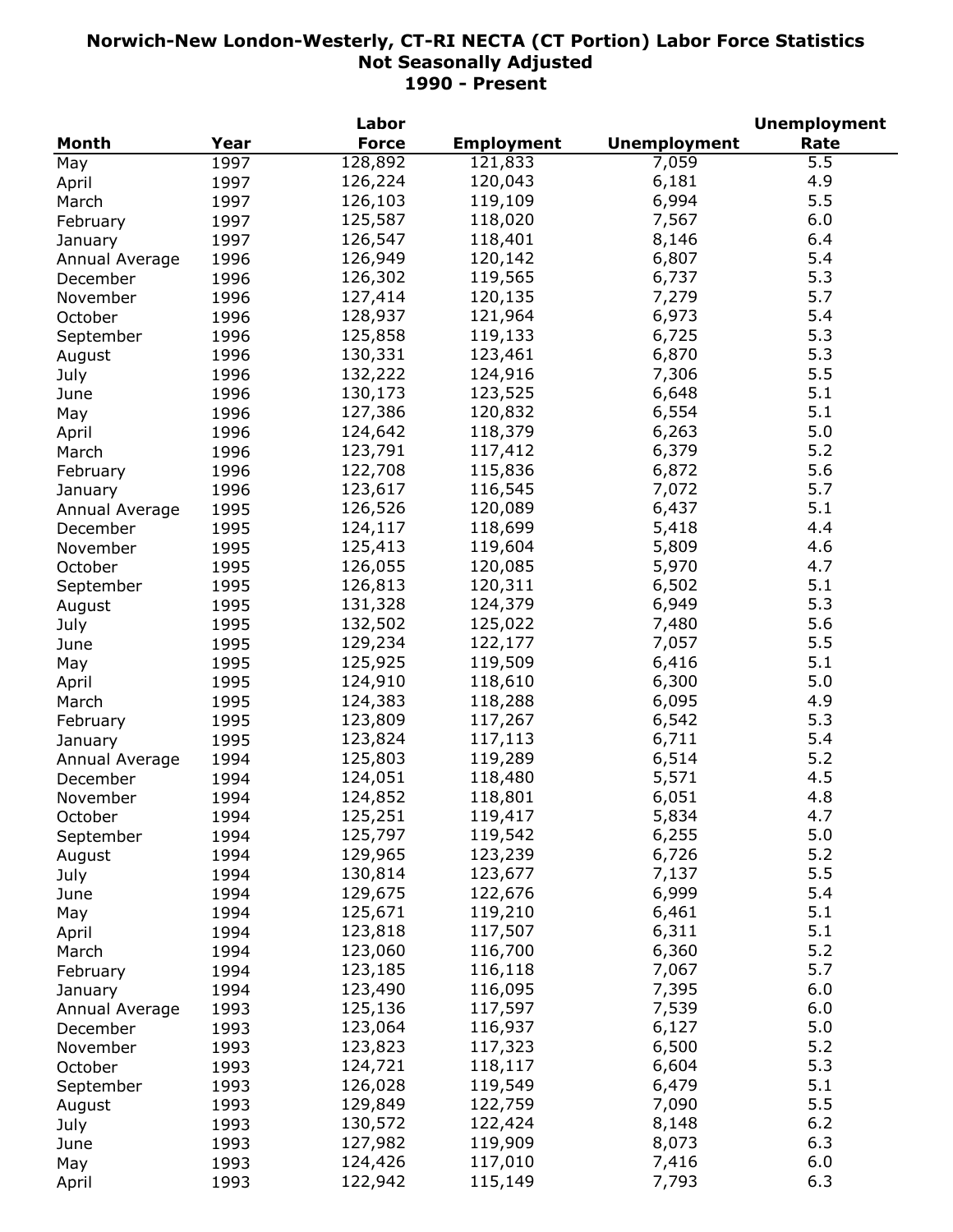# Norwich-New London-Westerly, CT-RI NECTA (CT Portion) Labor Force Statistics
## Not Seasonally Adjusted
## 1990 - Present

| Month | Year | Labor Force | Employment | Unemployment | Unemployment Rate |
|---|---|---|---|---|---|
| May | 1997 | 128,892 | 121,833 | 7,059 | 5.5 |
| April | 1997 | 126,224 | 120,043 | 6,181 | 4.9 |
| March | 1997 | 126,103 | 119,109 | 6,994 | 5.5 |
| February | 1997 | 125,587 | 118,020 | 7,567 | 6.0 |
| January | 1997 | 126,547 | 118,401 | 8,146 | 6.4 |
| Annual Average | 1996 | 126,949 | 120,142 | 6,807 | 5.4 |
| December | 1996 | 126,302 | 119,565 | 6,737 | 5.3 |
| November | 1996 | 127,414 | 120,135 | 7,279 | 5.7 |
| October | 1996 | 128,937 | 121,964 | 6,973 | 5.4 |
| September | 1996 | 125,858 | 119,133 | 6,725 | 5.3 |
| August | 1996 | 130,331 | 123,461 | 6,870 | 5.3 |
| July | 1996 | 132,222 | 124,916 | 7,306 | 5.5 |
| June | 1996 | 130,173 | 123,525 | 6,648 | 5.1 |
| May | 1996 | 127,386 | 120,832 | 6,554 | 5.1 |
| April | 1996 | 124,642 | 118,379 | 6,263 | 5.0 |
| March | 1996 | 123,791 | 117,412 | 6,379 | 5.2 |
| February | 1996 | 122,708 | 115,836 | 6,872 | 5.6 |
| January | 1996 | 123,617 | 116,545 | 7,072 | 5.7 |
| Annual Average | 1995 | 126,526 | 120,089 | 6,437 | 5.1 |
| December | 1995 | 124,117 | 118,699 | 5,418 | 4.4 |
| November | 1995 | 125,413 | 119,604 | 5,809 | 4.6 |
| October | 1995 | 126,055 | 120,085 | 5,970 | 4.7 |
| September | 1995 | 126,813 | 120,311 | 6,502 | 5.1 |
| August | 1995 | 131,328 | 124,379 | 6,949 | 5.3 |
| July | 1995 | 132,502 | 125,022 | 7,480 | 5.6 |
| June | 1995 | 129,234 | 122,177 | 7,057 | 5.5 |
| May | 1995 | 125,925 | 119,509 | 6,416 | 5.1 |
| April | 1995 | 124,910 | 118,610 | 6,300 | 5.0 |
| March | 1995 | 124,383 | 118,288 | 6,095 | 4.9 |
| February | 1995 | 123,809 | 117,267 | 6,542 | 5.3 |
| January | 1995 | 123,824 | 117,113 | 6,711 | 5.4 |
| Annual Average | 1994 | 125,803 | 119,289 | 6,514 | 5.2 |
| December | 1994 | 124,051 | 118,480 | 5,571 | 4.5 |
| November | 1994 | 124,852 | 118,801 | 6,051 | 4.8 |
| October | 1994 | 125,251 | 119,417 | 5,834 | 4.7 |
| September | 1994 | 125,797 | 119,542 | 6,255 | 5.0 |
| August | 1994 | 129,965 | 123,239 | 6,726 | 5.2 |
| July | 1994 | 130,814 | 123,677 | 7,137 | 5.5 |
| June | 1994 | 129,675 | 122,676 | 6,999 | 5.4 |
| May | 1994 | 125,671 | 119,210 | 6,461 | 5.1 |
| April | 1994 | 123,818 | 117,507 | 6,311 | 5.1 |
| March | 1994 | 123,060 | 116,700 | 6,360 | 5.2 |
| February | 1994 | 123,185 | 116,118 | 7,067 | 5.7 |
| January | 1994 | 123,490 | 116,095 | 7,395 | 6.0 |
| Annual Average | 1993 | 125,136 | 117,597 | 7,539 | 6.0 |
| December | 1993 | 123,064 | 116,937 | 6,127 | 5.0 |
| November | 1993 | 123,823 | 117,323 | 6,500 | 5.2 |
| October | 1993 | 124,721 | 118,117 | 6,604 | 5.3 |
| September | 1993 | 126,028 | 119,549 | 6,479 | 5.1 |
| August | 1993 | 129,849 | 122,759 | 7,090 | 5.5 |
| July | 1993 | 130,572 | 122,424 | 8,148 | 6.2 |
| June | 1993 | 127,982 | 119,909 | 8,073 | 6.3 |
| May | 1993 | 124,426 | 117,010 | 7,416 | 6.0 |
| April | 1993 | 122,942 | 115,149 | 7,793 | 6.3 |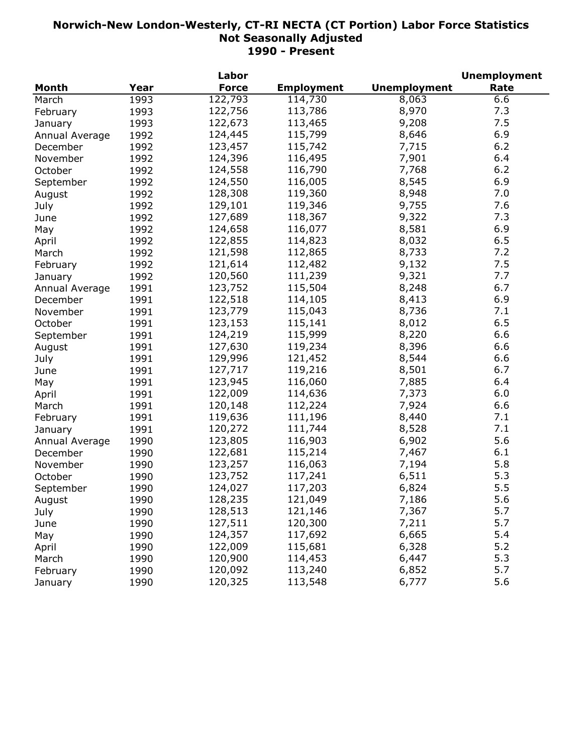**Norwich-New London-Westerly, CT-RI NECTA (CT Portion) Labor Force Statistics**
**Not Seasonally Adjusted**
**1990 - Present**

| Month | Year | Labor Force | Employment | Unemployment | Unemployment Rate |
|---|---|---|---|---|---|
| March | 1993 | 122,793 | 114,730 | 8,063 | 6.6 |
| February | 1993 | 122,756 | 113,786 | 8,970 | 7.3 |
| January | 1993 | 122,673 | 113,465 | 9,208 | 7.5 |
| Annual Average | 1992 | 124,445 | 115,799 | 8,646 | 6.9 |
| December | 1992 | 123,457 | 115,742 | 7,715 | 6.2 |
| November | 1992 | 124,396 | 116,495 | 7,901 | 6.4 |
| October | 1992 | 124,558 | 116,790 | 7,768 | 6.2 |
| September | 1992 | 124,550 | 116,005 | 8,545 | 6.9 |
| August | 1992 | 128,308 | 119,360 | 8,948 | 7.0 |
| July | 1992 | 129,101 | 119,346 | 9,755 | 7.6 |
| June | 1992 | 127,689 | 118,367 | 9,322 | 7.3 |
| May | 1992 | 124,658 | 116,077 | 8,581 | 6.9 |
| April | 1992 | 122,855 | 114,823 | 8,032 | 6.5 |
| March | 1992 | 121,598 | 112,865 | 8,733 | 7.2 |
| February | 1992 | 121,614 | 112,482 | 9,132 | 7.5 |
| January | 1992 | 120,560 | 111,239 | 9,321 | 7.7 |
| Annual Average | 1991 | 123,752 | 115,504 | 8,248 | 6.7 |
| December | 1991 | 122,518 | 114,105 | 8,413 | 6.9 |
| November | 1991 | 123,779 | 115,043 | 8,736 | 7.1 |
| October | 1991 | 123,153 | 115,141 | 8,012 | 6.5 |
| September | 1991 | 124,219 | 115,999 | 8,220 | 6.6 |
| August | 1991 | 127,630 | 119,234 | 8,396 | 6.6 |
| July | 1991 | 129,996 | 121,452 | 8,544 | 6.6 |
| June | 1991 | 127,717 | 119,216 | 8,501 | 6.7 |
| May | 1991 | 123,945 | 116,060 | 7,885 | 6.4 |
| April | 1991 | 122,009 | 114,636 | 7,373 | 6.0 |
| March | 1991 | 120,148 | 112,224 | 7,924 | 6.6 |
| February | 1991 | 119,636 | 111,196 | 8,440 | 7.1 |
| January | 1991 | 120,272 | 111,744 | 8,528 | 7.1 |
| Annual Average | 1990 | 123,805 | 116,903 | 6,902 | 5.6 |
| December | 1990 | 122,681 | 115,214 | 7,467 | 6.1 |
| November | 1990 | 123,257 | 116,063 | 7,194 | 5.8 |
| October | 1990 | 123,752 | 117,241 | 6,511 | 5.3 |
| September | 1990 | 124,027 | 117,203 | 6,824 | 5.5 |
| August | 1990 | 128,235 | 121,049 | 7,186 | 5.6 |
| July | 1990 | 128,513 | 121,146 | 7,367 | 5.7 |
| June | 1990 | 127,511 | 120,300 | 7,211 | 5.7 |
| May | 1990 | 124,357 | 117,692 | 6,665 | 5.4 |
| April | 1990 | 122,009 | 115,681 | 6,328 | 5.2 |
| March | 1990 | 120,900 | 114,453 | 6,447 | 5.3 |
| February | 1990 | 120,092 | 113,240 | 6,852 | 5.7 |
| January | 1990 | 120,325 | 113,548 | 6,777 | 5.6 |